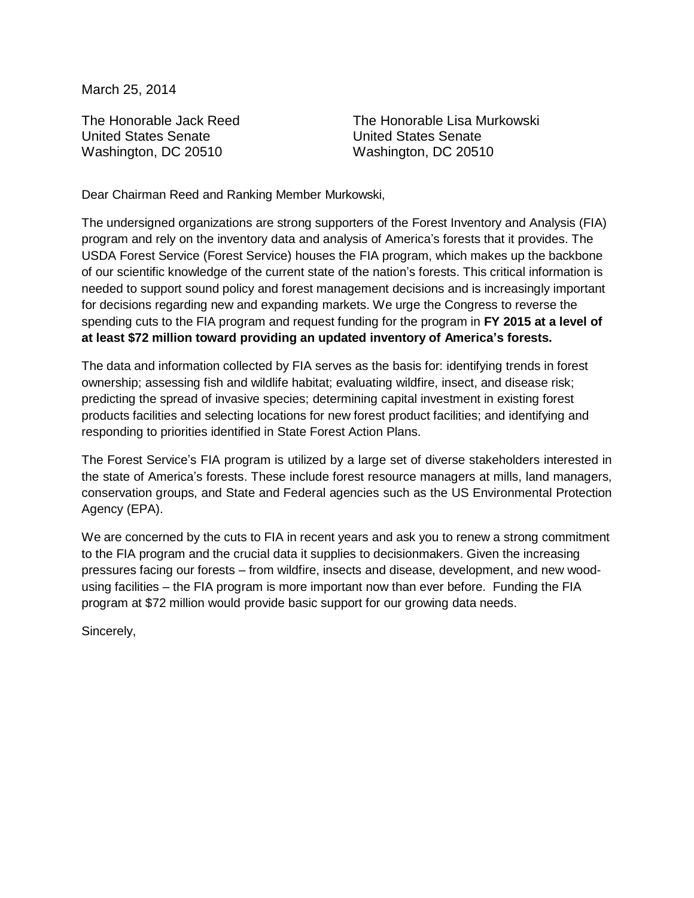March 25, 2014

The Honorable Jack Reed
United States Senate
Washington, DC 20510

The Honorable Lisa Murkowski
United States Senate
Washington, DC 20510

Dear Chairman Reed and Ranking Member Murkowski,

The undersigned organizations are strong supporters of the Forest Inventory and Analysis (FIA) program and rely on the inventory data and analysis of America's forests that it provides. The USDA Forest Service (Forest Service) houses the FIA program, which makes up the backbone of our scientific knowledge of the current state of the nation's forests. This critical information is needed to support sound policy and forest management decisions and is increasingly important for decisions regarding new and expanding markets. We urge the Congress to reverse the spending cuts to the FIA program and request funding for the program in **FY 2015 at a level of at least $72 million toward providing an updated inventory of America's forests.**

The data and information collected by FIA serves as the basis for: identifying trends in forest ownership; assessing fish and wildlife habitat; evaluating wildfire, insect, and disease risk; predicting the spread of invasive species; determining capital investment in existing forest products facilities and selecting locations for new forest product facilities; and identifying and responding to priorities identified in State Forest Action Plans.

The Forest Service's FIA program is utilized by a large set of diverse stakeholders interested in the state of America's forests. These include forest resource managers at mills, land managers, conservation groups, and State and Federal agencies such as the US Environmental Protection Agency (EPA).

We are concerned by the cuts to FIA in recent years and ask you to renew a strong commitment to the FIA program and the crucial data it supplies to decisionmakers. Given the increasing pressures facing our forests – from wildfire, insects and disease, development, and new wood-using facilities – the FIA program is more important now than ever before. Funding the FIA program at $72 million would provide basic support for our growing data needs.

Sincerely,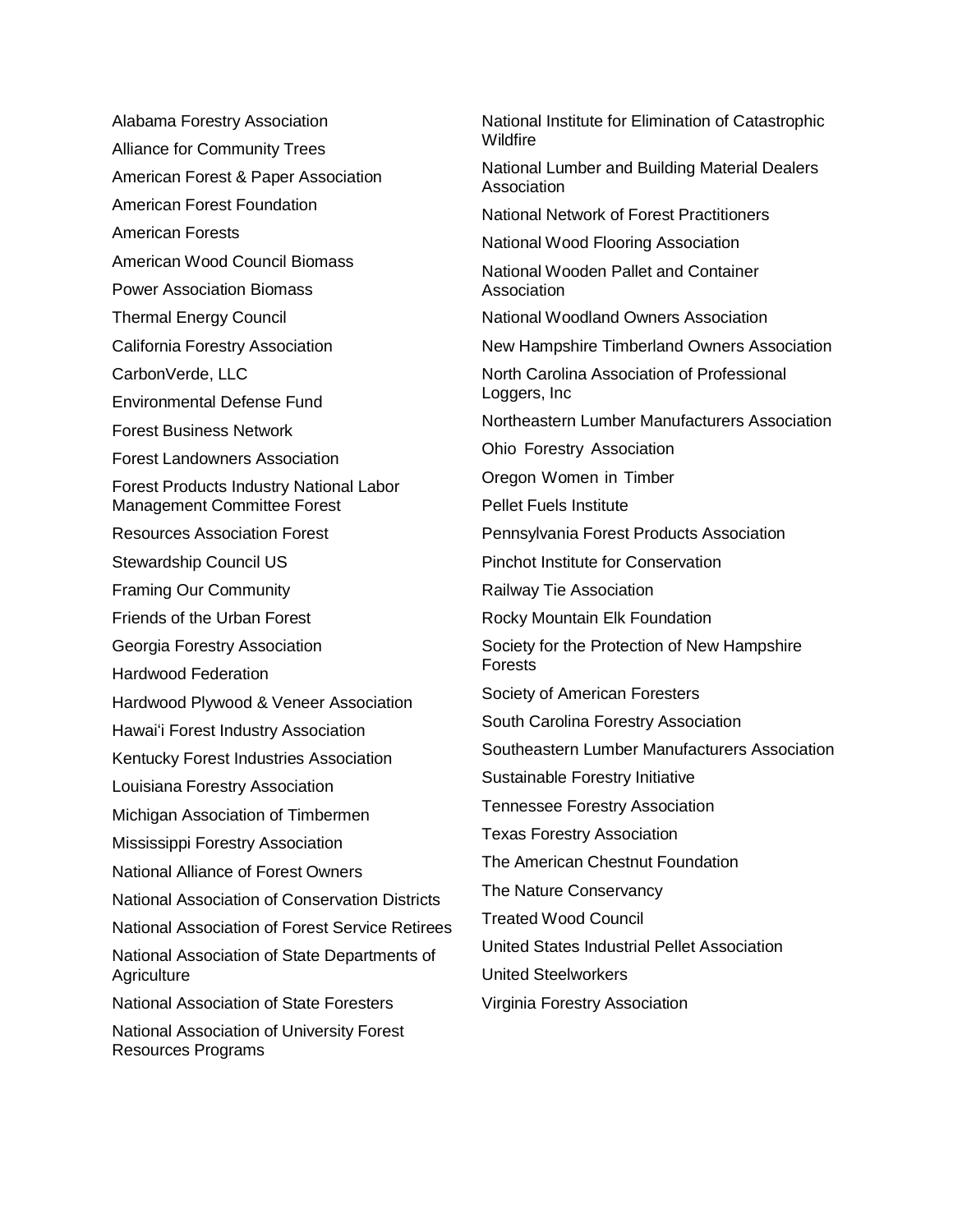Alabama Forestry Association

Alliance for Community Trees

American Forest & Paper Association

American Forest Foundation

American Forests

American Wood Council Biomass

Power Association Biomass

Thermal Energy Council

California Forestry Association

CarbonVerde, LLC

Environmental Defense Fund

Forest Business Network

Forest Landowners Association

Forest Products Industry National Labor Management Committee Forest

Resources Association Forest

Stewardship Council US

Framing Our Community

Friends of the Urban Forest

Georgia Forestry Association

Hardwood Federation

Hardwood Plywood & Veneer Association

Hawai'i Forest Industry Association

Kentucky Forest Industries Association

Louisiana Forestry Association

Michigan Association of Timbermen

Mississippi Forestry Association

National Alliance of Forest Owners

National Association of Conservation Districts

National Association of Forest Service Retirees

National Association of State Departments of Agriculture

National Association of State Foresters

National Association of University Forest Resources Programs

National Institute for Elimination of Catastrophic Wildfire

National Lumber and Building Material Dealers Association

National Network of Forest Practitioners

National Wood Flooring Association

National Wooden Pallet and Container Association

National Woodland Owners Association

New Hampshire Timberland Owners Association

North Carolina Association of Professional Loggers, Inc

Northeastern Lumber Manufacturers Association

Ohio Forestry Association

Oregon Women in Timber

Pellet Fuels Institute

Pennsylvania Forest Products Association

Pinchot Institute for Conservation

Railway Tie Association

Rocky Mountain Elk Foundation

Society for the Protection of New Hampshire Forests

Society of American Foresters

South Carolina Forestry Association

Southeastern Lumber Manufacturers Association

Sustainable Forestry Initiative

Tennessee Forestry Association

Texas Forestry Association

The American Chestnut Foundation

The Nature Conservancy

Treated Wood Council

United States Industrial Pellet Association

United Steelworkers

Virginia Forestry Association